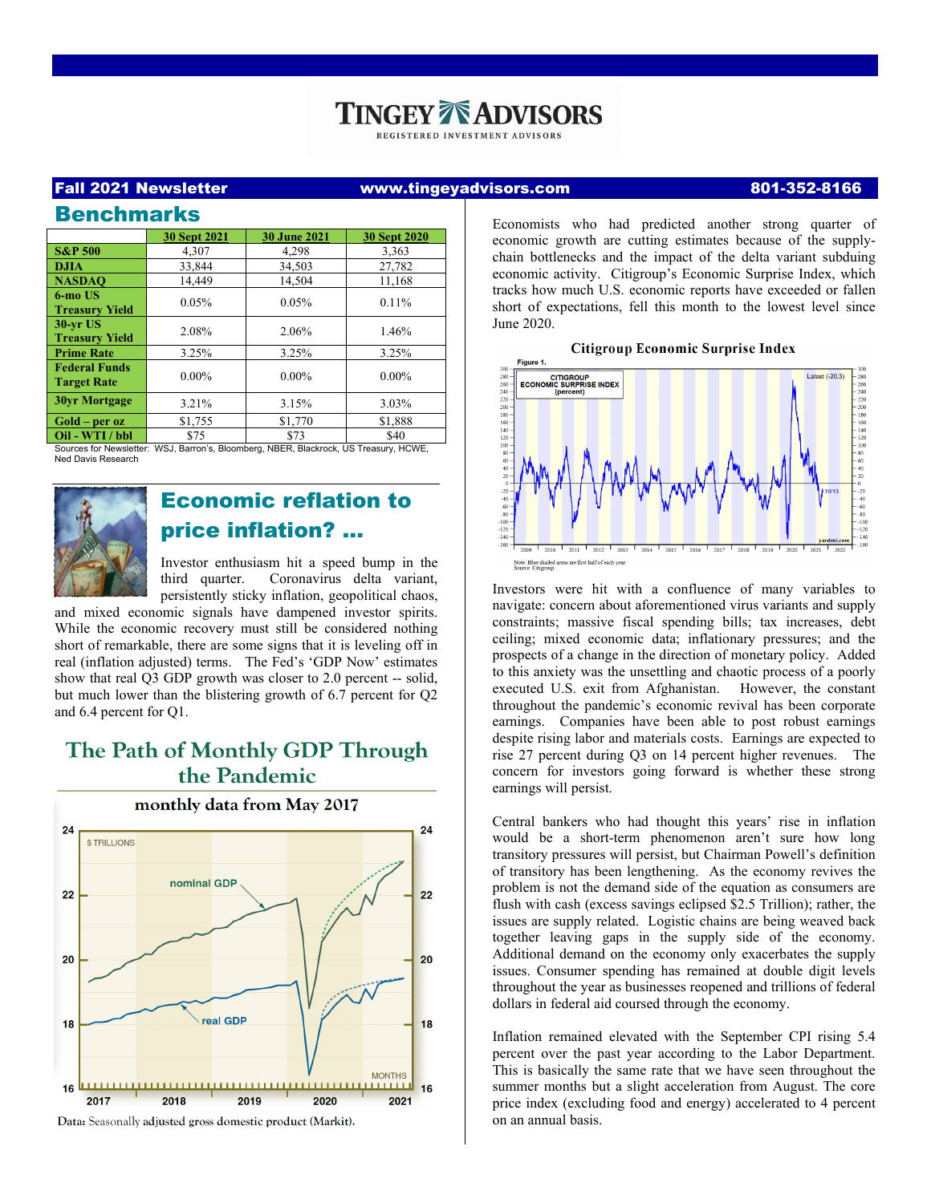# TINGEY ADVISORS

REGISTERED INVESTMENT ADVISORS

**Fall 2021 Newsletter** www.tingeyadvisors.com 801-352-8166

## Benchmarks

| | 30 Sept 2021 | 30 June 2021 | 30 Sept 2020 |
|---|---|---|---|
| **S&P 500** | 4,307 | 4,298 | 3,363 |
| **DJIA** | 33,844 | 34,503 | 27,782 |
| **NASDAQ** | 14,449 | 14,504 | 11,168 |
| **6-mo US Treasury Yield** | 0.05% | 0.05% | 0.11% |
| **30-yr US Treasury Yield** | 2.08% | 2.06% | 1.46% |
| **Prime Rate** | 3.25% | 3.25% | 3.25% |
| **Federal Funds Target Rate** | 0.00% | 0.00% | 0.00% |
| **30yr Mortgage** | 3.21% | 3.15% | 3.03% |
| **Gold – per oz** | $1,755 | $1,770 | $1,888 |
| **Oil - WTI / bbl** | $75 | $73 | $40 |

Sources for Newsletter: WSJ, Barron's, Bloomberg, NBER, Blackrock, US Treasury, HCWE, Ned Davis Research

## Economic reflation to price inflation? …

Investor enthusiasm hit a speed bump in the third quarter. Coronavirus delta variant, persistently sticky inflation, geopolitical chaos, and mixed economic signals have dampened investor spirits. While the economic recovery must still be considered nothing short of remarkable, there are some signs that it is leveling off in real (inflation adjusted) terms. The Fed's 'GDP Now' estimates show that real Q3 GDP growth was closer to 2.0 percent -- solid, but much lower than the blistering growth of 6.7 percent for Q2 and 6.4 percent for Q1.

**The Path of Monthly GDP Through the Pandemic**

monthly data from May 2017

Data: Seasonally adjusted gross domestic product (Markit).

Economists who had predicted another strong quarter of economic growth are cutting estimates because of the supply-chain bottlenecks and the impact of the delta variant subduing economic activity. Citigroup's Economic Surprise Index, which tracks how much U.S. economic reports have exceeded or fallen short of expectations, fell this month to the lowest level since June 2020.

**Citigroup Economic Surprise Index**

Note: Blue shaded areas are first half of each year.
Source: Citigroup

Investors were hit with a confluence of many variables to navigate: concern about aforementioned virus variants and supply constraints; massive fiscal spending bills; tax increases, debt ceiling; mixed economic data; inflationary pressures; and the prospects of a change in the direction of monetary policy. Added to this anxiety was the unsettling and chaotic process of a poorly executed U.S. exit from Afghanistan. However, the constant throughout the pandemic's economic revival has been corporate earnings. Companies have been able to post robust earnings despite rising labor and materials costs. Earnings are expected to rise 27 percent during Q3 on 14 percent higher revenues. The concern for investors going forward is whether these strong earnings will persist.

Central bankers who had thought this years' rise in inflation would be a short-term phenomenon aren't sure how long transitory pressures will persist, but Chairman Powell's definition of transitory has been lengthening. As the economy revives the problem is not the demand side of the equation as consumers are flush with cash (excess savings eclipsed $2.5 Trillion); rather, the issues are supply related. Logistic chains are being weaved back together leaving gaps in the supply side of the economy. Additional demand on the economy only exacerbates the supply issues. Consumer spending has remained at double digit levels throughout the year as businesses reopened and trillions of federal dollars in federal aid coursed through the economy.

Inflation remained elevated with the September CPI rising 5.4 percent over the past year according to the Labor Department. This is basically the same rate that we have seen throughout the summer months but a slight acceleration from August. The core price index (excluding food and energy) accelerated to 4 percent on an annual basis.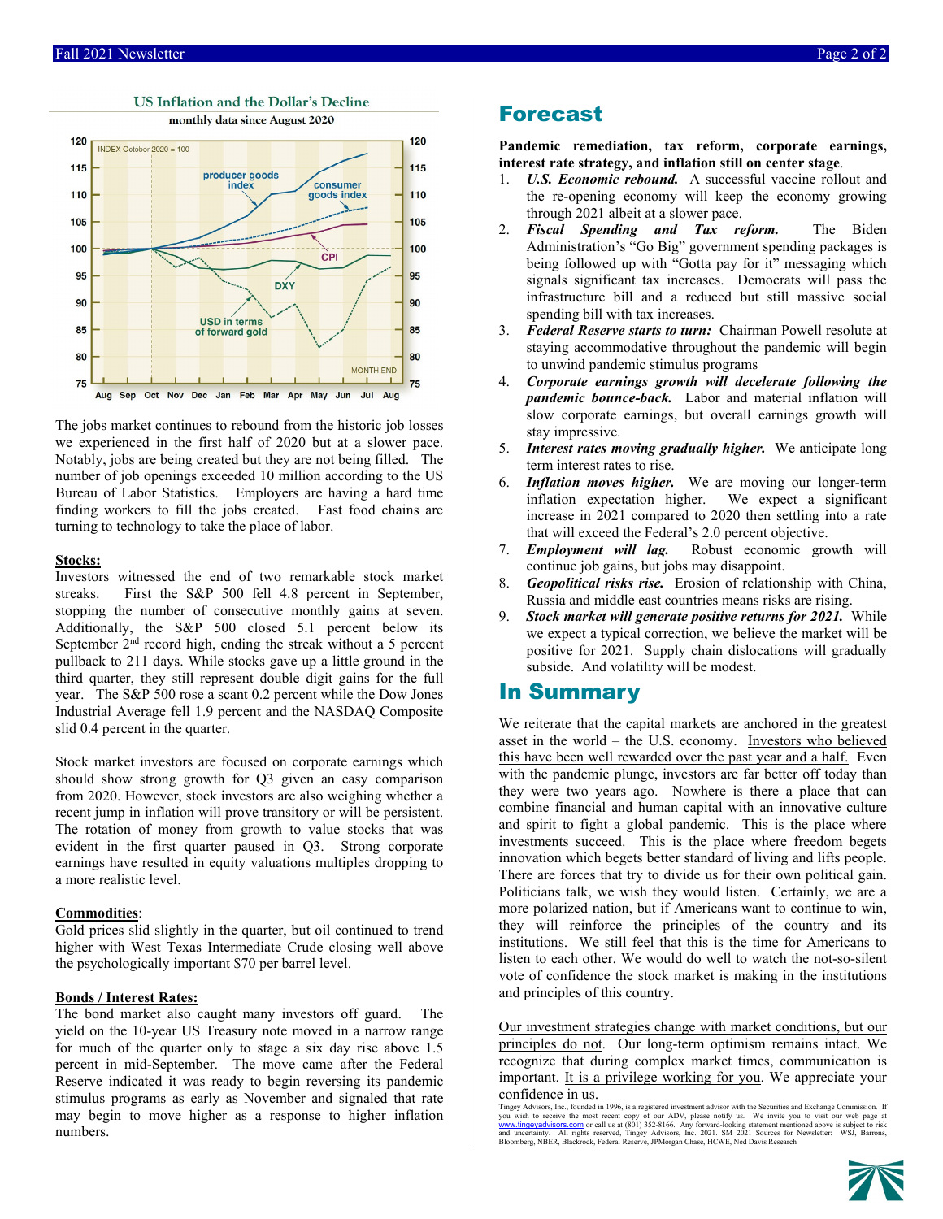US Inflation and the Dollar's Decline

monthly data since August 2020

INDEX October 2020 = 100

producer goods index

consumer goods index

CPI

DXY

USD in terms of forward gold

MONTH END

120 115 110 105 100 95 90 85 80 75

Aug Sep Oct Nov Dec Jan Feb Mar Apr May Jun Jul Aug

The jobs market continues to rebound from the historic job losses we experienced in the first half of 2020 but at a slower pace. Notably, jobs are being created but they are not being filled. The number of job openings exceeded 10 million according to the US Bureau of Labor Statistics. Employers are having a hard time finding workers to fill the jobs created. Fast food chains are turning to technology to take the place of labor.

**Stocks:**

Investors witnessed the end of two remarkable stock market streaks. First the S&P 500 fell 4.8 percent in September, stopping the number of consecutive monthly gains at seven. Additionally, the S&P 500 closed 5.1 percent below its September 2nd record high, ending the streak without a 5 percent pullback to 211 days. While stocks gave up a little ground in the third quarter, they still represent double digit gains for the full year. The S&P 500 rose a scant 0.2 percent while the Dow Jones Industrial Average fell 1.9 percent and the NASDAQ Composite slid 0.4 percent in the quarter.

Stock market investors are focused on corporate earnings which should show strong growth for Q3 given an easy comparison from 2020. However, stock investors are also weighing whether a recent jump in inflation will prove transitory or will be persistent. The rotation of money from growth to value stocks that was evident in the first quarter paused in Q3. Strong corporate earnings have resulted in equity valuations multiples dropping to a more realistic level.

**Commodities**:

Gold prices slid slightly in the quarter, but oil continued to trend higher with West Texas Intermediate Crude closing well above the psychologically important $70 per barrel level.

**Bonds / Interest Rates:**

The bond market also caught many investors off guard. The yield on the 10-year US Treasury note moved in a narrow range for much of the quarter only to stage a six day rise above 1.5 percent in mid-September. The move came after the Federal Reserve indicated it was ready to begin reversing its pandemic stimulus programs as early as November and signaled that rate may begin to move higher as a response to higher inflation numbers.

## Forecast

**Pandemic remediation, tax reform, corporate earnings, interest rate strategy, and inflation still on center stage**.

1. ***U.S. Economic rebound.*** A successful vaccine rollout and the re-opening economy will keep the economy growing through 2021 albeit at a slower pace.
2. ***Fiscal Spending and Tax reform.*** The Biden Administration's "Go Big" government spending packages is being followed up with "Gotta pay for it" messaging which signals significant tax increases. Democrats will pass the infrastructure bill and a reduced but still massive social spending bill with tax increases.
3. ***Federal Reserve starts to turn:*** Chairman Powell resolute at staying accommodative throughout the pandemic will begin to unwind pandemic stimulus programs
4. ***Corporate earnings growth will decelerate following the pandemic bounce-back.*** Labor and material inflation will slow corporate earnings, but overall earnings growth will stay impressive.
5. ***Interest rates moving gradually higher.*** We anticipate long term interest rates to rise.
6. ***Inflation moves higher.*** We are moving our longer-term inflation expectation higher. We expect a significant increase in 2021 compared to 2020 then settling into a rate that will exceed the Federal's 2.0 percent objective.
7. ***Employment will lag.*** Robust economic growth will continue job gains, but jobs may disappoint.
8. ***Geopolitical risks rise.*** Erosion of relationship with China, Russia and middle east countries means risks are rising.
9. ***Stock market will generate positive returns for 2021.*** While we expect a typical correction, we believe the market will be positive for 2021. Supply chain dislocations will gradually subside. And volatility will be modest.

## In Summary

We reiterate that the capital markets are anchored in the greatest asset in the world – the U.S. economy. Investors who believed this have been well rewarded over the past year and a half. Even with the pandemic plunge, investors are far better off today than they were two years ago. Nowhere is there a place that can combine financial and human capital with an innovative culture and spirit to fight a global pandemic. This is the place where investments succeed. This is the place where freedom begets innovation which begets better standard of living and lifts people. There are forces that try to divide us for their own political gain. Politicians talk, we wish they would listen. Certainly, we are a more polarized nation, but if Americans want to continue to win, they will reinforce the principles of the country and its institutions. We still feel that this is the time for Americans to listen to each other. We would do well to watch the not-so-silent vote of confidence the stock market is making in the institutions and principles of this country.

Our investment strategies change with market conditions, but our principles do not. Our long-term optimism remains intact. We recognize that during complex market times, communication is important. It is a privilege working for you. We appreciate your confidence in us.

Tingey Advisors, Inc., founded in 1996, is a registered investment advisor with the Securities and Exchange Commission. If you wish to receive the most recent copy of our ADV, please notify us. We invite you to visit our web page at www.tingeyadvisors.com or call us at (801) 352-8166. Any forward-looking statement mentioned above is subject to risk and uncertainty. All rights reserved, Tingey Advisors, Inc. 2021. SM 2021 Sources for Newsletter: WSJ, Barrons, Bloomberg, NBER, Blackrock, Federal Reserve, JPMorgan Chase, HCWE, Ned Davis Research